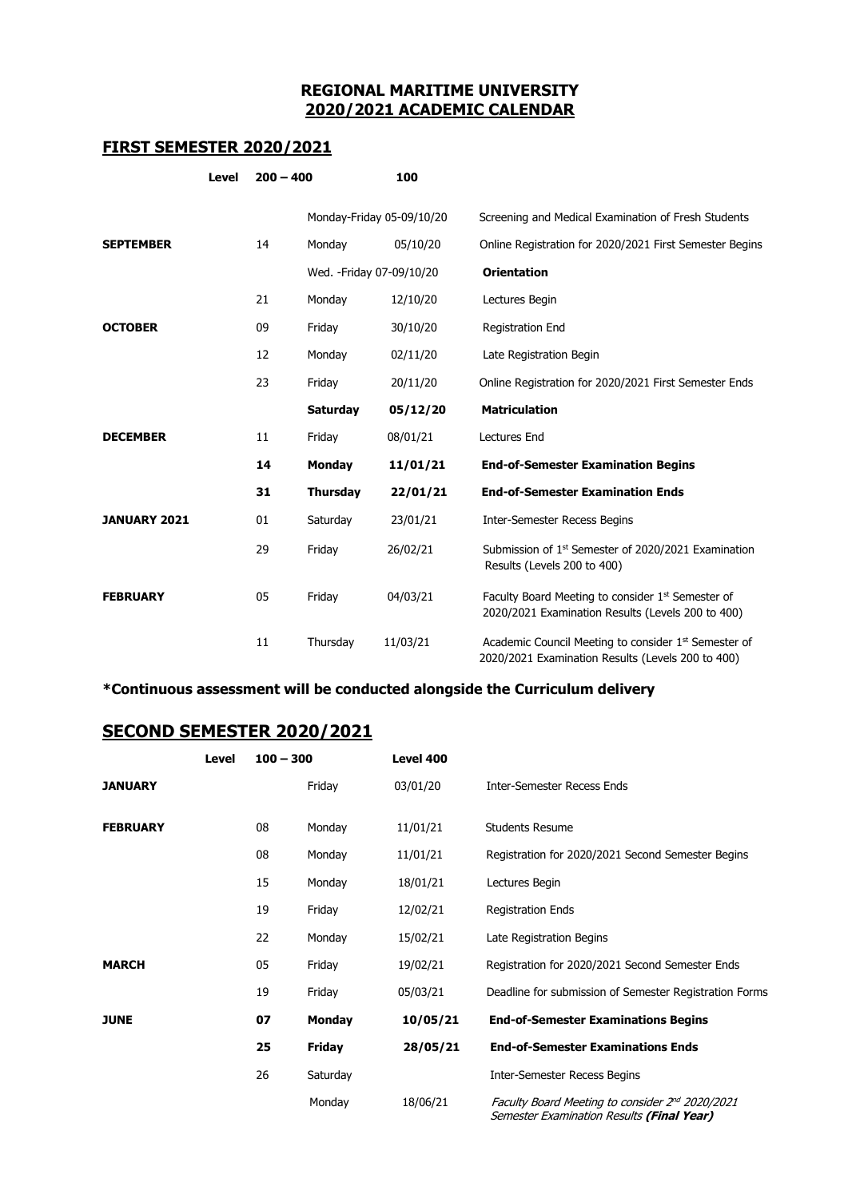**REGIONAL MARITIME UNIVERSITY**
**2020/2021 ACADEMIC CALENDAR**

## FIRST SEMESTER 2020/2021

| Level | 200 – 400 | | 100 | |
|---|---|---|---|---|
| | | Monday-Friday 05-09/10/20 | | Screening and Medical Examination of Fresh Students |
| **SEPTEMBER** | 14 | Monday | 05/10/20 | Online Registration for 2020/2021 First Semester Begins |
| | | Wed. -Friday 07-09/10/20 | | **Orientation** |
| | 21 | Monday | 12/10/20 | Lectures Begin |
| **OCTOBER** | 09 | Friday | 30/10/20 | Registration End |
| | 12 | Monday | 02/11/20 | Late Registration Begin |
| | 23 | Friday | 20/11/20 | Online Registration for 2020/2021 First Semester Ends |
| | | **Saturday** | **05/12/20** | **Matriculation** |
| **DECEMBER** | 11 | Friday | 08/01/21 | Lectures End |
| | **14** | **Monday** | **11/01/21** | **End-of-Semester Examination Begins** |
| | **31** | **Thursday** | **22/01/21** | **End-of-Semester Examination Ends** |
| **JANUARY 2021** | 01 | Saturday | 23/01/21 | Inter-Semester Recess Begins |
| | 29 | Friday | 26/02/21 | Submission of 1st Semester of 2020/2021 Examination Results (Levels 200 to 400) |
| **FEBRUARY** | 05 | Friday | 04/03/21 | Faculty Board Meeting to consider 1st Semester of 2020/2021 Examination Results (Levels 200 to 400) |
| | 11 | Thursday | 11/03/21 | Academic Council Meeting to consider 1st Semester of 2020/2021 Examination Results (Levels 200 to 400) |

**\*Continuous assessment will be conducted alongside the Curriculum delivery**

## SECOND SEMESTER 2020/2021

| Level | 100 – 300 | | Level 400 | |
|---|---|---|---|---|
| **JANUARY** | | Friday | 03/01/20 | Inter-Semester Recess Ends |
| **FEBRUARY** | 08 | Monday | 11/01/21 | Students Resume |
| | 08 | Monday | 11/01/21 | Registration for 2020/2021 Second Semester Begins |
| | 15 | Monday | 18/01/21 | Lectures Begin |
| | 19 | Friday | 12/02/21 | Registration Ends |
| | 22 | Monday | 15/02/21 | Late Registration Begins |
| **MARCH** | 05 | Friday | 19/02/21 | Registration for 2020/2021 Second Semester Ends |
| | 19 | Friday | 05/03/21 | Deadline for submission of Semester Registration Forms |
| **JUNE** | **07** | **Monday** | **10/05/21** | **End-of-Semester Examinations Begins** |
| | **25** | **Friday** | **28/05/21** | **End-of-Semester Examinations Ends** |
| | 26 | Saturday | | Inter-Semester Recess Begins |
| | | Monday | 18/06/21 | *Faculty Board Meeting to consider 2nd 2020/2021 Semester Examination Results **(Final Year)*** |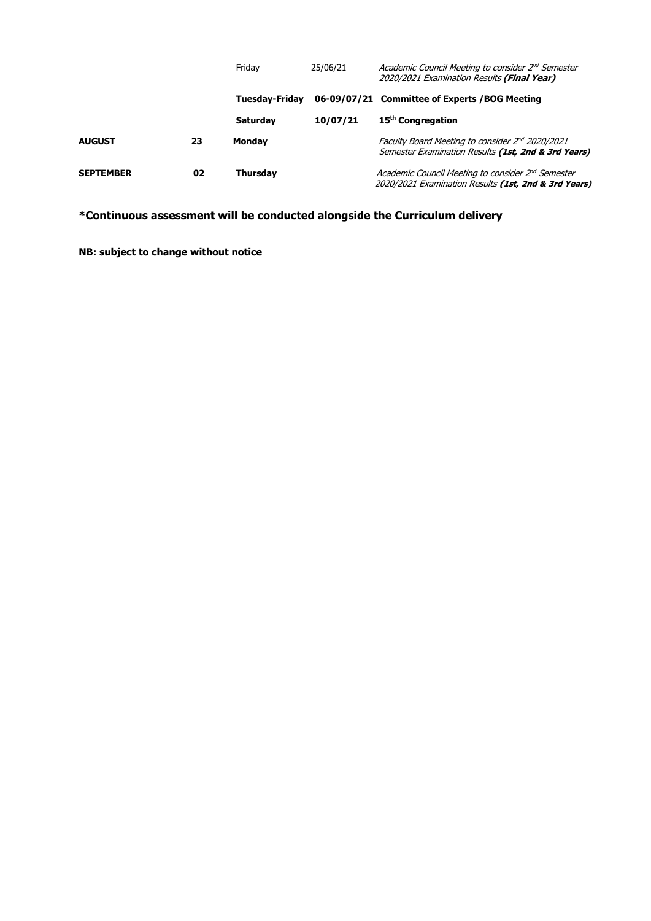| | | | | |
|---|---|---|---|---|
| | | Friday | 25/06/21 | *Academic Council Meeting to consider 2nd Semester 2020/2021 Examination Results* ***(Final Year)*** |
| | | **Tuesday-Friday** | **06-09/07/21** | **Committee of Experts /BOG Meeting** |
| | | **Saturday** | **10/07/21** | **15th Congregation** |
| **AUGUST** | **23** | **Monday** | | *Faculty Board Meeting to consider 2nd 2020/2021 Semester Examination Results* ***(1st, 2nd & 3rd Years)*** |
| **SEPTEMBER** | **02** | **Thursday** | | *Academic Council Meeting to consider 2nd Semester 2020/2021 Examination Results* ***(1st, 2nd & 3rd Years)*** |

**\*Continuous assessment will be conducted alongside the Curriculum delivery**

**NB: subject to change without notice**